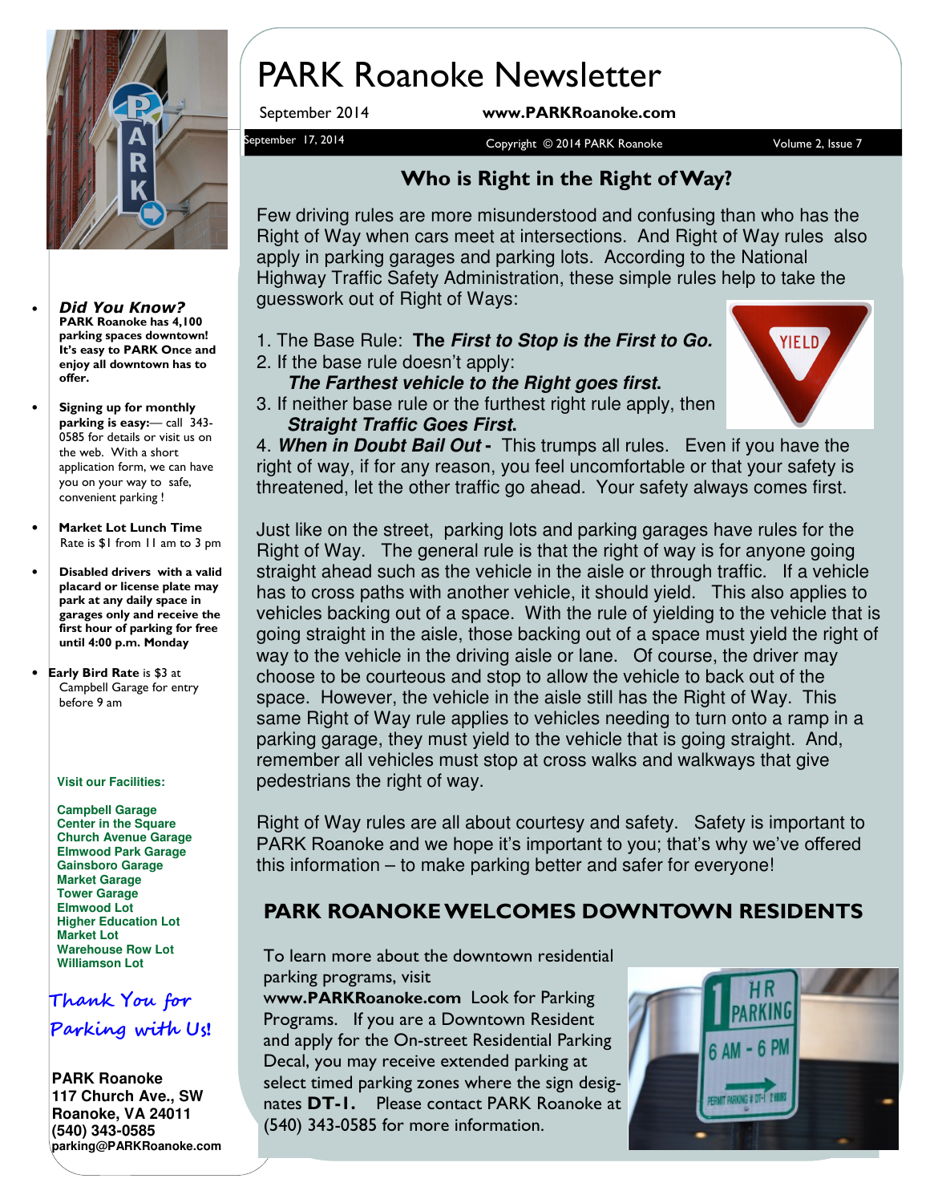# PARK Roanoke Newsletter

September 2014 **www.PARKRoanoke.com**

September 17, 2014 Copyright © 2014 PARK Roanoke Volume 2, Issue 7

## Who is Right in the Right of Way?

Few driving rules are more misunderstood and confusing than who has the Right of Way when cars meet at intersections. And Right of Way rules also apply in parking garages and parking lots. According to the National Highway Traffic Safety Administration, these simple rules help to take the guesswork out of Right of Ways:

1. The Base Rule: **The *First to Stop is the First to Go.***
2. If the base rule doesn't apply:
   ***The Farthest vehicle to the Right goes first.***
3. If neither base rule or the furthest right rule apply, then
   ***Straight Traffic Goes First.***
4. ***When in Doubt Bail Out* -** This trumps all rules. Even if you have the right of way, if for any reason, you feel uncomfortable or that your safety is threatened, let the other traffic go ahead. Your safety always comes first.

Just like on the street, parking lots and parking garages have rules for the Right of Way. The general rule is that the right of way is for anyone going straight ahead such as the vehicle in the aisle or through traffic. If a vehicle has to cross paths with another vehicle, it should yield. This also applies to vehicles backing out of a space. With the rule of yielding to the vehicle that is going straight in the aisle, those backing out of a space must yield the right of way to the vehicle in the driving aisle or lane. Of course, the driver may choose to be courteous and stop to allow the vehicle to back out of the space. However, the vehicle in the aisle still has the Right of Way. This same Right of Way rule applies to vehicles needing to turn onto a ramp in a parking garage, they must yield to the vehicle that is going straight. And, remember all vehicles must stop at cross walks and walkways that give pedestrians the right of way.

Right of Way rules are all about courtesy and safety. Safety is important to PARK Roanoke and we hope it's important to you; that's why we've offered this information – to make parking better and safer for everyone!

## PARK ROANOKE WELCOMES DOWNTOWN RESIDENTS

To learn more about the downtown residential parking programs, visit **www.PARKRoanoke.com** Look for Parking Programs. If you are a Downtown Resident and apply for the On-street Residential Parking Decal, you may receive extended parking at select timed parking zones where the sign designates **DT-1.** Please contact PARK Roanoke at (540) 343-0585 for more information.

---

- ***Did You Know?*** **PARK Roanoke has 4,100 parking spaces downtown! It's easy to PARK Once and enjoy all downtown has to offer.**
- **Signing up for monthly parking is easy:**— call 343-0585 for details or visit us on the web. With a short application form, we can have you on your way to safe, convenient parking !
- **Market Lot Lunch Time** Rate is $1 from 11 am to 3 pm
- **Disabled drivers with a valid placard or license plate may park at any daily space in garages only and receive the first hour of parking for free until 4:00 p.m. Monday**
- **Early Bird Rate** is $3 at Campbell Garage for entry before 9 am

**Visit our Facilities:**

**Campbell Garage**
**Center in the Square**
**Church Avenue Garage**
**Elmwood Park Garage**
**Gainsboro Garage**
**Market Garage**
**Tower Garage**
**Elmwood Lot**
**Higher Education Lot**
**Market Lot**
**Warehouse Row Lot**
**Williamson Lot**

*Thank You for Parking with Us!*

**PARK Roanoke**
**117 Church Ave., SW**
**Roanoke, VA 24011**
**(540) 343-0585**
**parking@PARKRoanoke.com**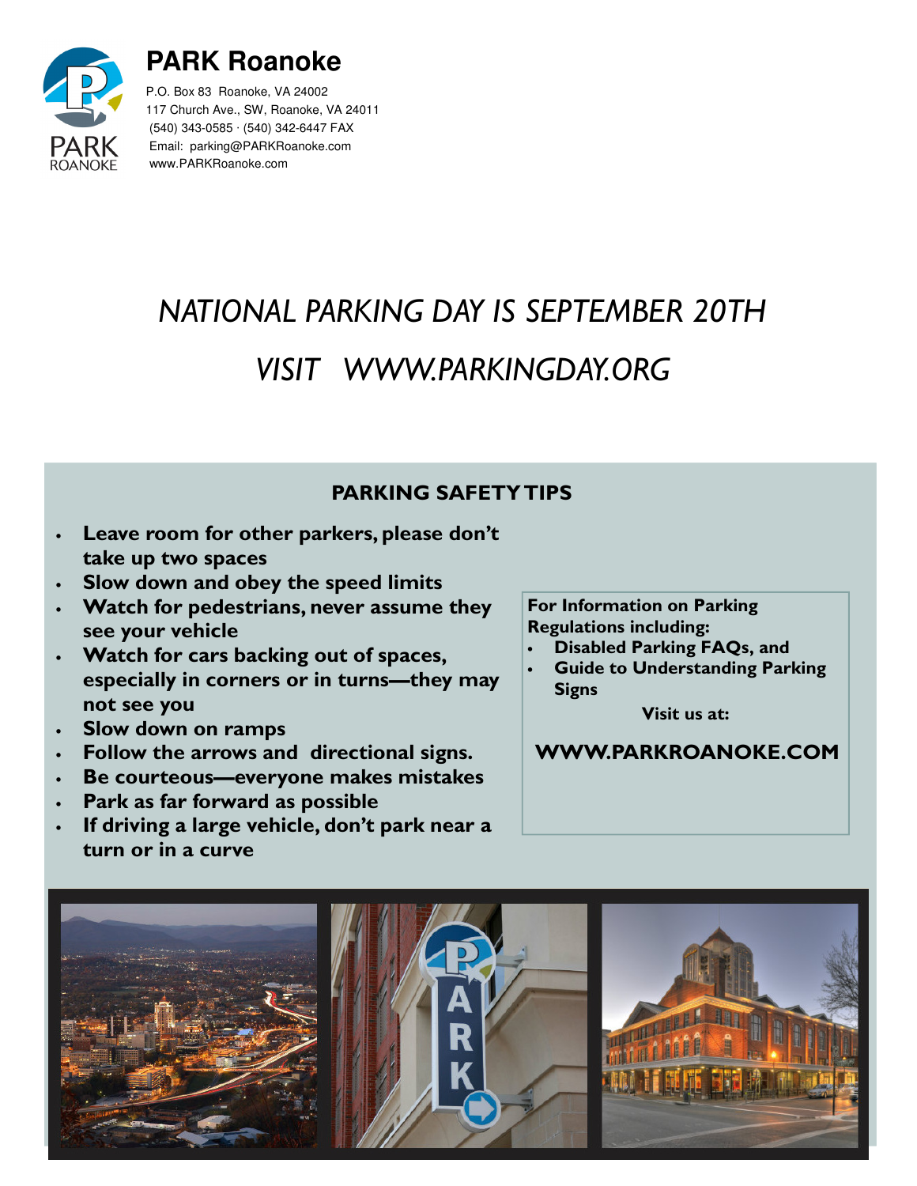# PARK Roanoke

P.O. Box 83 Roanoke, VA 24002
117 Church Ave., SW, Roanoke, VA 24011
(540) 343-0585 · (540) 342-6447 FAX
Email: parking@PARKRoanoke.com
www.PARKRoanoke.com

## *NATIONAL PARKING DAY IS SEPTEMBER 20TH*

## *VISIT WWW.PARKINGDAY.ORG*

### PARKING SAFETY TIPS

- **Leave room for other parkers, please don't take up two spaces**
- **Slow down and obey the speed limits**
- **Watch for pedestrians, never assume they see your vehicle**
- **Watch for cars backing out of spaces, especially in corners or in turns—they may not see you**
- **Slow down on ramps**
- **Follow the arrows and directional signs.**
- **Be courteous—everyone makes mistakes**
- **Park as far forward as possible**
- **If driving a large vehicle, don't park near a turn or in a curve**

**For Information on Parking Regulations including:**

- **Disabled Parking FAQs, and**
- **Guide to Understanding Parking Signs**

**Visit us at:**

**WWW.PARKROANOKE.COM**